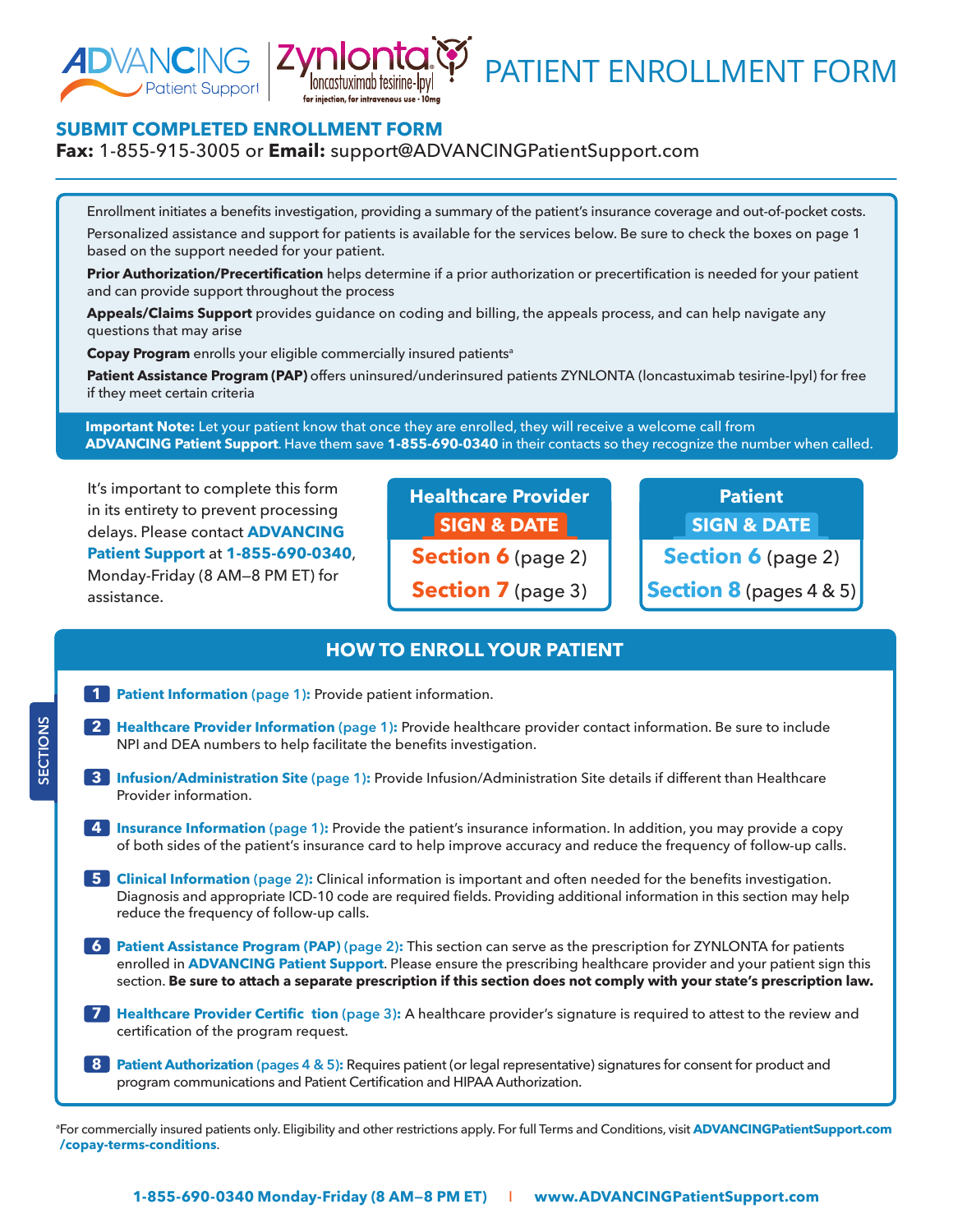ADVANCING Patient Support | Zynlonta loncastuximab tesirine-lpyl for injection, for intravenous use • 10mg

# PATIENT ENROLLMENT FORM

## SUBMIT COMPLETED ENROLLMENT FORM

**Fax:** 1-855-915-3005 or **Email:** support@ADVANCINGPatientSupport.com

Enrollment initiates a benefits investigation, providing a summary of the patient's insurance coverage and out-of-pocket costs.

Personalized assistance and support for patients is available for the services below. Be sure to check the boxes on page 1 based on the support needed for your patient.

**Prior Authorization/Precertification** helps determine if a prior authorization or precertification is needed for your patient and can provide support throughout the process

**Appeals/Claims Support** provides guidance on coding and billing, the appeals process, and can help navigate any questions that may arise

**Copay Program** enrolls your eligible commercially insured patients[a]

**Patient Assistance Program (PAP)** offers uninsured/underinsured patients ZYNLONTA (loncastuximab tesirine-lpyl) for free if they meet certain criteria

**Important Note:** Let your patient know that once they are enrolled, they will receive a welcome call from **ADVANCING Patient Support**. Have them save **1-855-690-0340** in their contacts so they recognize the number when called.

It's important to complete this form in its entirety to prevent processing delays. Please contact **ADVANCING Patient Support** at **1-855-690-0340**, Monday-Friday (8 AM–8 PM ET) for assistance.

| Healthcare Provider SIGN & DATE | Patient SIGN & DATE |
| --- | --- |
| **Section 6** (page 2) | **Section 6** (page 2) |
| **Section 7** (page 3) | **Section 8** (pages 4 & 5) |

## HOW TO ENROLL YOUR PATIENT

SECTIONS

1. **Patient Information (page 1):** Provide patient information.
2. **Healthcare Provider Information (page 1):** Provide healthcare provider contact information. Be sure to include NPI and DEA numbers to help facilitate the benefits investigation.
3. **Infusion/Administration Site (page 1):** Provide Infusion/Administration Site details if different than Healthcare Provider information.
4. **Insurance Information (page 1):** Provide the patient's insurance information. In addition, you may provide a copy of both sides of the patient's insurance card to help improve accuracy and reduce the frequency of follow-up calls.
5. **Clinical Information (page 2):** Clinical information is important and often needed for the benefits investigation. Diagnosis and appropriate ICD-10 code are required fields. Providing additional information in this section may help reduce the frequency of follow-up calls.
6. **Patient Assistance Program (PAP) (page 2):** This section can serve as the prescription for ZYNLONTA for patients enrolled in **ADVANCING Patient Support**. Please ensure the prescribing healthcare provider and your patient sign this section. **Be sure to attach a separate prescription if this section does not comply with your state's prescription law.**
7. **Healthcare Provider Certific tion (page 3):** A healthcare provider's signature is required to attest to the review and certification of the program request.
8. **Patient Authorization (pages 4 & 5):** Requires patient (or legal representative) signatures for consent for product and program communications and Patient Certification and HIPAA Authorization.

[a]For commercially insured patients only. Eligibility and other restrictions apply. For full Terms and Conditions, visit **ADVANCINGPatientSupport.com/copay-terms-conditions**.

**1-855-690-0340 Monday-Friday (8 AM–8 PM ET) | www.ADVANCINGPatientSupport.com**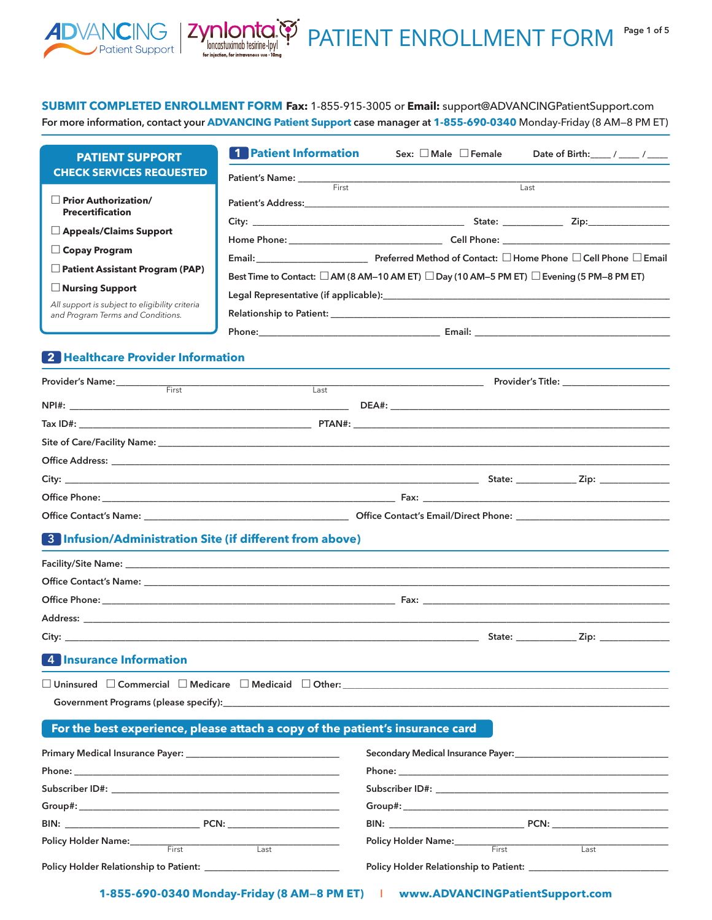# PATIENT ENROLLMENT FORM

ADVANCING Patient Support | Zynlonta (loncastuximab tesirine-lpyl) for injection, for intravenous use • 10mg

**SUBMIT COMPLETED ENROLLMENT FORM Fax:** 1-855-915-3005 or **Email:** support@ADVANCINGPatientSupport.com

For more information, contact your **ADVANCING Patient Support** case manager at **1-855-690-0340** Monday-Friday (8 AM–8 PM ET)

## PATIENT SUPPORT CHECK SERVICES REQUESTED

- ☐ **Prior Authorization/ Precertification**
- ☐ **Appeals/Claims Support**
- ☐ **Copay Program**
- ☐ **Patient Assistant Program (PAP)**
- ☐ **Nursing Support**

*All support is subject to eligibility criteria and Program Terms and Conditions.*

## 1 Patient Information

Sex: ☐ Male ☐ Female Date of Birth:____ / ____ / ____

Patient's Name: ______________________________ (First) ______________________________ (Last)

Patient's Address: ______________________________

City: ______________________ State: __________ Zip: __________

Home Phone: ______________________ Cell Phone: ______________________

Email: ______________ Preferred Method of Contact: ☐ Home Phone ☐ Cell Phone ☐ Email

Best Time to Contact: ☐ AM (8 AM–10 AM ET) ☐ Day (10 AM–5 PM ET) ☐ Evening (5 PM–8 PM ET)

Legal Representative (if applicable): ______________________________

Relationship to Patient: ______________________________

Phone: ______________________ Email: ______________________

## 2 Healthcare Provider Information

Provider's Name: ______________ (First) ______________ (Last) Provider's Title: ______________

NPI#: ______________________ DEA#: ______________________

Tax ID#: ______________________ PTAN#: ______________________

Site of Care/Facility Name: ______________________________

Office Address: ______________________________

City: ______________________ State: __________ Zip: __________

Office Phone: ______________________ Fax: ______________________

Office Contact's Name: ______________________ Office Contact's Email/Direct Phone: ______________________

## 3 Infusion/Administration Site (if different from above)

Facility/Site Name: ______________________________

Office Contact's Name: ______________________________

Office Phone: ______________________ Fax: ______________________

Address: ______________________________

City: ______________________ State: __________ Zip: __________

## 4 Insurance Information

☐ Uninsured ☐ Commercial ☐ Medicare ☐ Medicaid ☐ Other: ______________________

Government Programs (please specify): ______________________________

**For the best experience, please attach a copy of the patient's insurance card**

Primary Medical Insurance Payer: ______________________

Phone: ______________________

Subscriber ID#: ______________________

Group#: ______________________

BIN: ______________ PCN: ______________

Policy Holder Name: ______________ (First) ______________ (Last)

Policy Holder Relationship to Patient: ______________________

Secondary Medical Insurance Payer: ______________________

Phone: ______________________

Subscriber ID#: ______________________

Group#: ______________________

BIN: ______________ PCN: ______________

Policy Holder Name: ______________ (First) ______________ (Last)

Policy Holder Relationship to Patient: ______________________

**1-855-690-0340 Monday-Friday (8 AM–8 PM ET) | www.ADVANCINGPatientSupport.com**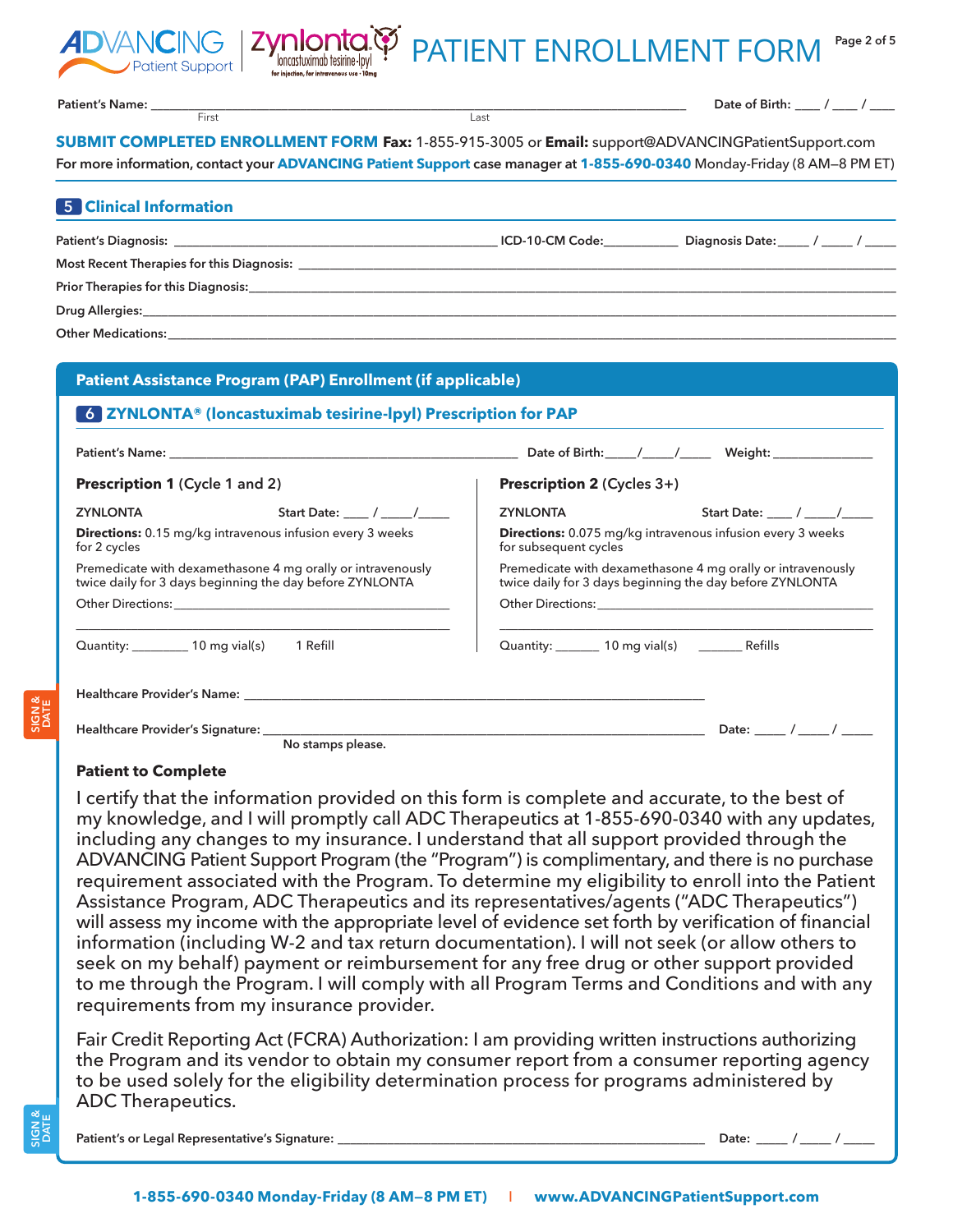# PATIENT ENROLLMENT FORM

Patient's Name: ______________________________ (First) ______________________________ (Last) Date of Birth: ____ / ____ / ____

**SUBMIT COMPLETED ENROLLMENT FORM Fax:** 1-855-915-3005 or **Email:** support@ADVANCINGPatientSupport.com

For more information, contact your **ADVANCING Patient Support** case manager at **1-855-690-0340** Monday-Friday (8 AM–8 PM ET)

## 5 Clinical Information

Patient's Diagnosis: ______________________________ ICD-10-CM Code: ___________ Diagnosis Date: _____ / _____ / _____

Most Recent Therapies for this Diagnosis: ______________________________

Prior Therapies for this Diagnosis: ______________________________

Drug Allergies: ______________________________

Other Medications: ______________________________

## Patient Assistance Program (PAP) Enrollment (if applicable)

### 6 ZYNLONTA® (loncastuximab tesirine-lpyl) Prescription for PAP

Patient's Name: ______________________________ Date of Birth: _____/_____/_____ Weight: _______________

**Prescription 1** (Cycle 1 and 2)

ZYNLONTA Start Date: ____ / _____/_____

**Directions:** 0.15 mg/kg intravenous infusion every 3 weeks for 2 cycles

Premedicate with dexamethasone 4 mg orally or intravenously twice daily for 3 days beginning the day before ZYNLONTA

Other Directions: ______________________________

Quantity: _________ 10 mg vial(s) 1 Refill

**Prescription 2** (Cycles 3+)

ZYNLONTA Start Date: ____ / _____/_____

**Directions:** 0.075 mg/kg intravenous infusion every 3 weeks for subsequent cycles

Premedicate with dexamethasone 4 mg orally or intravenously twice daily for 3 days beginning the day before ZYNLONTA

Other Directions: ______________________________

Quantity: _______ 10 mg vial(s) _______ Refills

SIGN & DATE

Healthcare Provider's Name: ______________________________

Healthcare Provider's Signature: ______________________________ Date: _____ / _____ / _____

No stamps please.

**Patient to Complete**

I certify that the information provided on this form is complete and accurate, to the best of my knowledge, and I will promptly call ADC Therapeutics at 1-855-690-0340 with any updates, including any changes to my insurance. I understand that all support provided through the ADVANCING Patient Support Program (the "Program") is complimentary, and there is no purchase requirement associated with the Program. To determine my eligibility to enroll into the Patient Assistance Program, ADC Therapeutics and its representatives/agents ("ADC Therapeutics") will assess my income with the appropriate level of evidence set forth by verification of financial information (including W-2 and tax return documentation). I will not seek (or allow others to seek on my behalf) payment or reimbursement for any free drug or other support provided to me through the Program. I will comply with all Program Terms and Conditions and with any requirements from my insurance provider.

Fair Credit Reporting Act (FCRA) Authorization: I am providing written instructions authorizing the Program and its vendor to obtain my consumer report from a consumer reporting agency to be used solely for the eligibility determination process for programs administered by ADC Therapeutics.

SIGN & DATE

Patient's or Legal Representative's Signature: ______________________________ Date: _____ / _____ / _____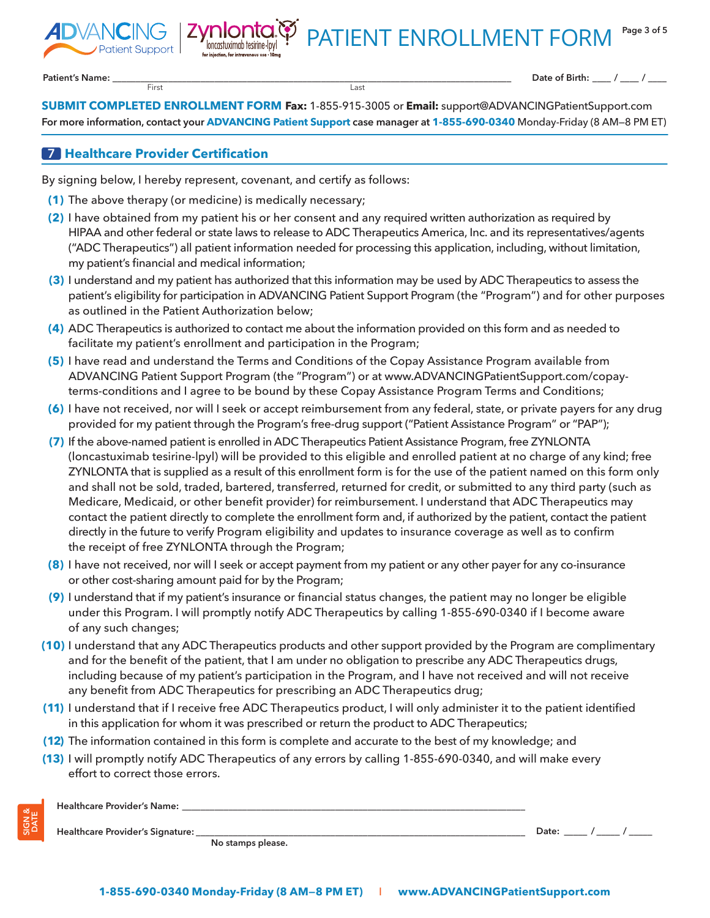# PATIENT ENROLLMENT FORM

Patient's Name: ______________________________________________ Date of Birth: ____ / ____ / ____
First Last

**SUBMIT COMPLETED ENROLLMENT FORM Fax:** 1-855-915-3005 or **Email:** support@ADVANCINGPatientSupport.com

**For more information, contact your ADVANCING Patient Support case manager at 1-855-690-0340** Monday-Friday (8 AM–8 PM ET)

## 7 Healthcare Provider Certification

By signing below, I hereby represent, covenant, and certify as follows:

**(1)** The above therapy (or medicine) is medically necessary;

**(2)** I have obtained from my patient his or her consent and any required written authorization as required by HIPAA and other federal or state laws to release to ADC Therapeutics America, Inc. and its representatives/agents ("ADC Therapeutics") all patient information needed for processing this application, including, without limitation, my patient's financial and medical information;

**(3)** I understand and my patient has authorized that this information may be used by ADC Therapeutics to assess the patient's eligibility for participation in ADVANCING Patient Support Program (the "Program") and for other purposes as outlined in the Patient Authorization below;

**(4)** ADC Therapeutics is authorized to contact me about the information provided on this form and as needed to facilitate my patient's enrollment and participation in the Program;

**(5)** I have read and understand the Terms and Conditions of the Copay Assistance Program available from ADVANCING Patient Support Program (the "Program") or at www.ADVANCINGPatientSupport.com/copay-terms-conditions and I agree to be bound by these Copay Assistance Program Terms and Conditions;

**(6)** I have not received, nor will I seek or accept reimbursement from any federal, state, or private payers for any drug provided for my patient through the Program's free-drug support ("Patient Assistance Program" or "PAP");

**(7)** If the above-named patient is enrolled in ADC Therapeutics Patient Assistance Program, free ZYNLONTA (loncastuximab tesirine-lpyl) will be provided to this eligible and enrolled patient at no charge of any kind; free ZYNLONTA that is supplied as a result of this enrollment form is for the use of the patient named on this form only and shall not be sold, traded, bartered, transferred, returned for credit, or submitted to any third party (such as Medicare, Medicaid, or other benefit provider) for reimbursement. I understand that ADC Therapeutics may contact the patient directly to complete the enrollment form and, if authorized by the patient, contact the patient directly in the future to verify Program eligibility and updates to insurance coverage as well as to confirm the receipt of free ZYNLONTA through the Program;

**(8)** I have not received, nor will I seek or accept payment from my patient or any other payer for any co-insurance or other cost-sharing amount paid for by the Program;

**(9)** I understand that if my patient's insurance or financial status changes, the patient may no longer be eligible under this Program. I will promptly notify ADC Therapeutics by calling 1-855-690-0340 if I become aware of any such changes;

**(10)** I understand that any ADC Therapeutics products and other support provided by the Program are complimentary and for the benefit of the patient, that I am under no obligation to prescribe any ADC Therapeutics drugs, including because of my patient's participation in the Program, and I have not received and will not receive any benefit from ADC Therapeutics for prescribing an ADC Therapeutics drug;

**(11)** I understand that if I receive free ADC Therapeutics product, I will only administer it to the patient identified in this application for whom it was prescribed or return the product to ADC Therapeutics;

**(12)** The information contained in this form is complete and accurate to the best of my knowledge; and

**(13)** I will promptly notify ADC Therapeutics of any errors by calling 1-855-690-0340, and will make every effort to correct those errors.

**SIGN & DATE**

Healthcare Provider's Name: ______________________________________________

Healthcare Provider's Signature: ______________________________________________ Date: _____ / _____ / _____

No stamps please.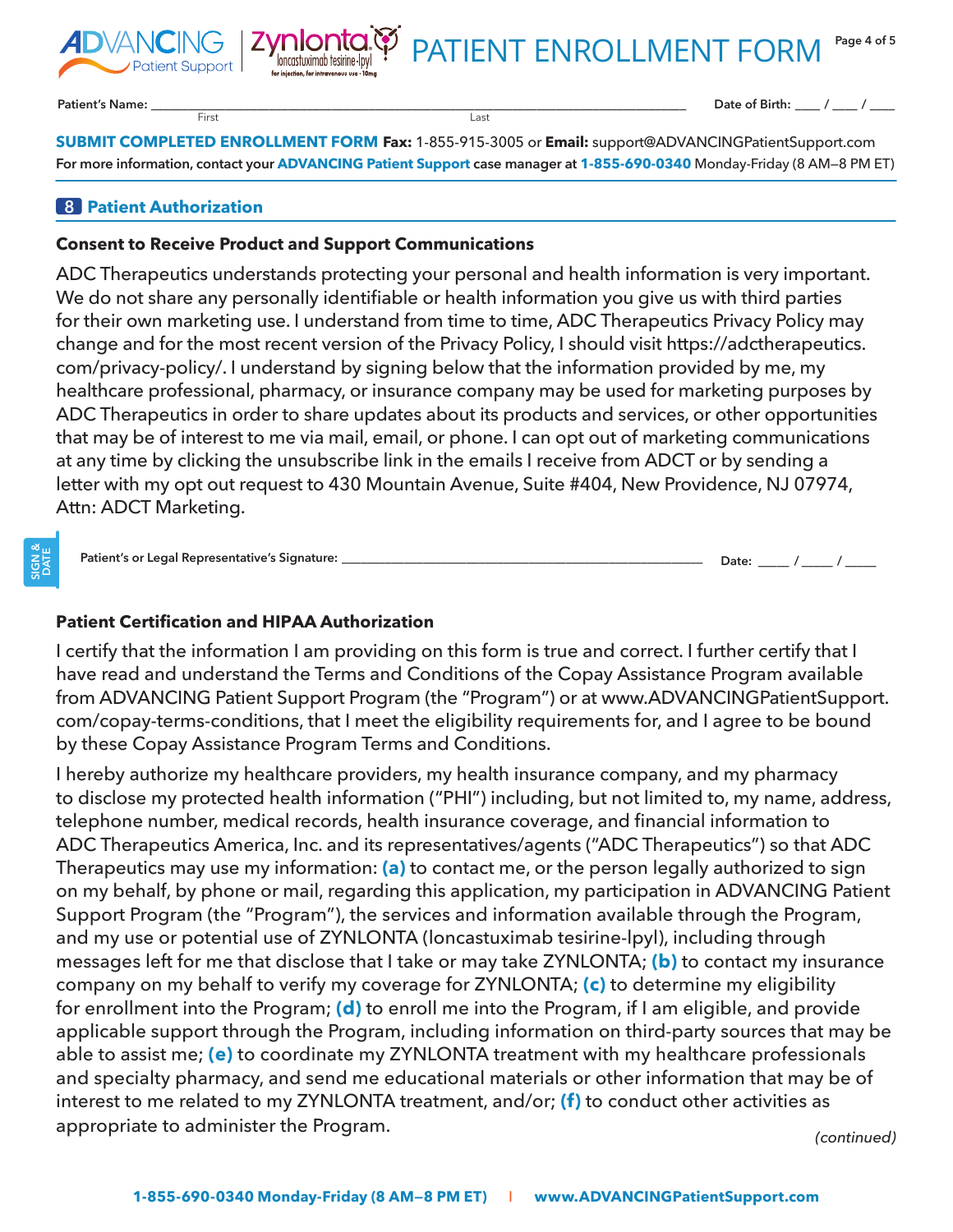# PATIENT ENROLLMENT FORM

Patient's Name: ________________________________________ Date of Birth: ____ / ____ / ____
First Last

**SUBMIT COMPLETED ENROLLMENT FORM Fax:** 1-855-915-3005 or **Email:** support@ADVANCINGPatientSupport.com
**For more information, contact your ADVANCING Patient Support case manager at 1-855-690-0340** Monday-Friday (8 AM–8 PM ET)

## 8 Patient Authorization

### Consent to Receive Product and Support Communications

ADC Therapeutics understands protecting your personal and health information is very important. We do not share any personally identifiable or health information you give us with third parties for their own marketing use. I understand from time to time, ADC Therapeutics Privacy Policy may change and for the most recent version of the Privacy Policy, I should visit https://adctherapeutics.com/privacy-policy/. I understand by signing below that the information provided by me, my healthcare professional, pharmacy, or insurance company may be used for marketing purposes by ADC Therapeutics in order to share updates about its products and services, or other opportunities that may be of interest to me via mail, email, or phone. I can opt out of marketing communications at any time by clicking the unsubscribe link in the emails I receive from ADCT or by sending a letter with my opt out request to 430 Mountain Avenue, Suite #404, New Providence, NJ 07974, Attn: ADCT Marketing.

SIGN & DATE

Patient's or Legal Representative's Signature: ________________________________ Date: _____ / _____ / _____

### Patient Certification and HIPAA Authorization

I certify that the information I am providing on this form is true and correct. I further certify that I have read and understand the Terms and Conditions of the Copay Assistance Program available from ADVANCING Patient Support Program (the "Program") or at www.ADVANCINGPatientSupport.com/copay-terms-conditions, that I meet the eligibility requirements for, and I agree to be bound by these Copay Assistance Program Terms and Conditions.

I hereby authorize my healthcare providers, my health insurance company, and my pharmacy to disclose my protected health information ("PHI") including, but not limited to, my name, address, telephone number, medical records, health insurance coverage, and financial information to ADC Therapeutics America, Inc. and its representatives/agents ("ADC Therapeutics") so that ADC Therapeutics may use my information: **(a)** to contact me, or the person legally authorized to sign on my behalf, by phone or mail, regarding this application, my participation in ADVANCING Patient Support Program (the "Program"), the services and information available through the Program, and my use or potential use of ZYNLONTA (loncastuximab tesirine-lpyl), including through messages left for me that disclose that I take or may take ZYNLONTA; **(b)** to contact my insurance company on my behalf to verify my coverage for ZYNLONTA; **(c)** to determine my eligibility for enrollment into the Program; **(d)** to enroll me into the Program, if I am eligible, and provide applicable support through the Program, including information on third-party sources that may be able to assist me; **(e)** to coordinate my ZYNLONTA treatment with my healthcare professionals and specialty pharmacy, and send me educational materials or other information that may be of interest to me related to my ZYNLONTA treatment, and/or; **(f)** to conduct other activities as appropriate to administer the Program.

*(continued)*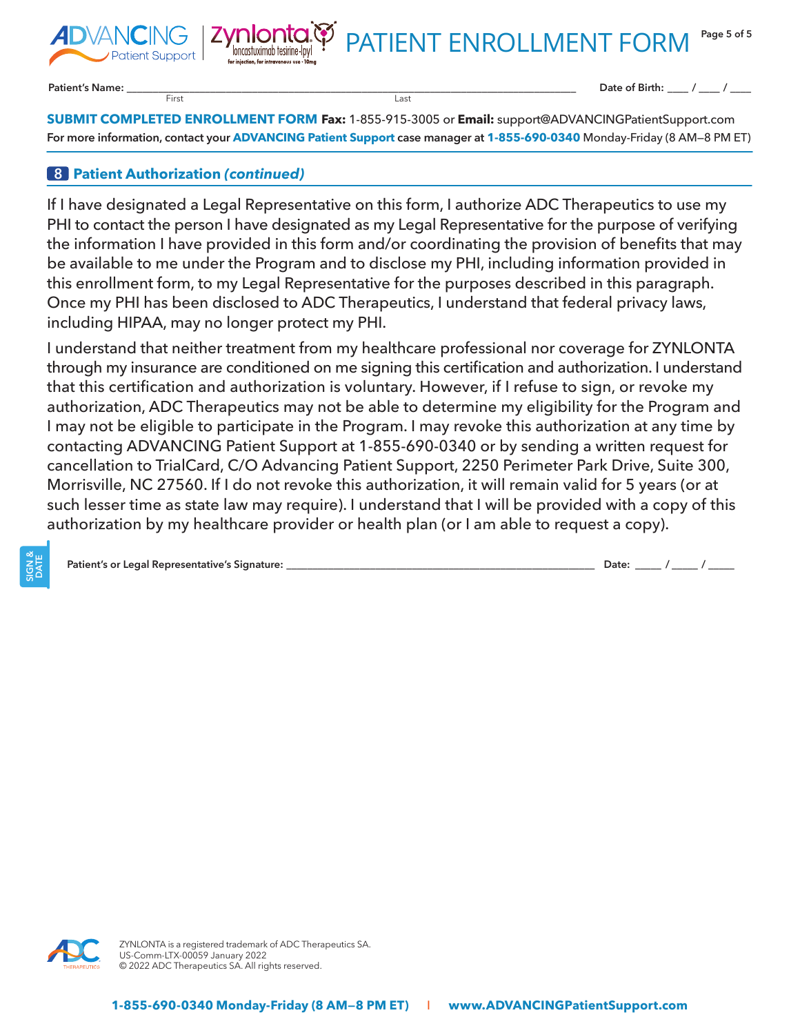Patient's Name: ______________________________ Date of Birth: ____ / ____ / ____
First Last

**SUBMIT COMPLETED ENROLLMENT FORM Fax:** 1-855-915-3005 or **Email:** support@ADVANCINGPatientSupport.com
**For more information, contact your ADVANCING Patient Support case manager at 1-855-690-0340** Monday-Friday (8 AM–8 PM ET)

## 8 Patient Authorization *(continued)*

If I have designated a Legal Representative on this form, I authorize ADC Therapeutics to use my PHI to contact the person I have designated as my Legal Representative for the purpose of verifying the information I have provided in this form and/or coordinating the provision of benefits that may be available to me under the Program and to disclose my PHI, including information provided in this enrollment form, to my Legal Representative for the purposes described in this paragraph. Once my PHI has been disclosed to ADC Therapeutics, I understand that federal privacy laws, including HIPAA, may no longer protect my PHI.

I understand that neither treatment from my healthcare professional nor coverage for ZYNLONTA through my insurance are conditioned on me signing this certification and authorization. I understand that this certification and authorization is voluntary. However, if I refuse to sign, or revoke my authorization, ADC Therapeutics may not be able to determine my eligibility for the Program and I may not be eligible to participate in the Program. I may revoke this authorization at any time by contacting ADVANCING Patient Support at 1-855-690-0340 or by sending a written request for cancellation to TrialCard, C/O Advancing Patient Support, 2250 Perimeter Park Drive, Suite 300, Morrisville, NC 27560. If I do not revoke this authorization, it will remain valid for 5 years (or at such lesser time as state law may require). I understand that I will be provided with a copy of this authorization by my healthcare provider or health plan (or I am able to request a copy).

SIGN & DATE

**Patient's or Legal Representative's Signature:** ______________________________ **Date:** _____ / _____ / _____

ZYNLONTA is a registered trademark of ADC Therapeutics SA.
US-Comm-LTX-00059 January 2022
© 2022 ADC Therapeutics SA. All rights reserved.